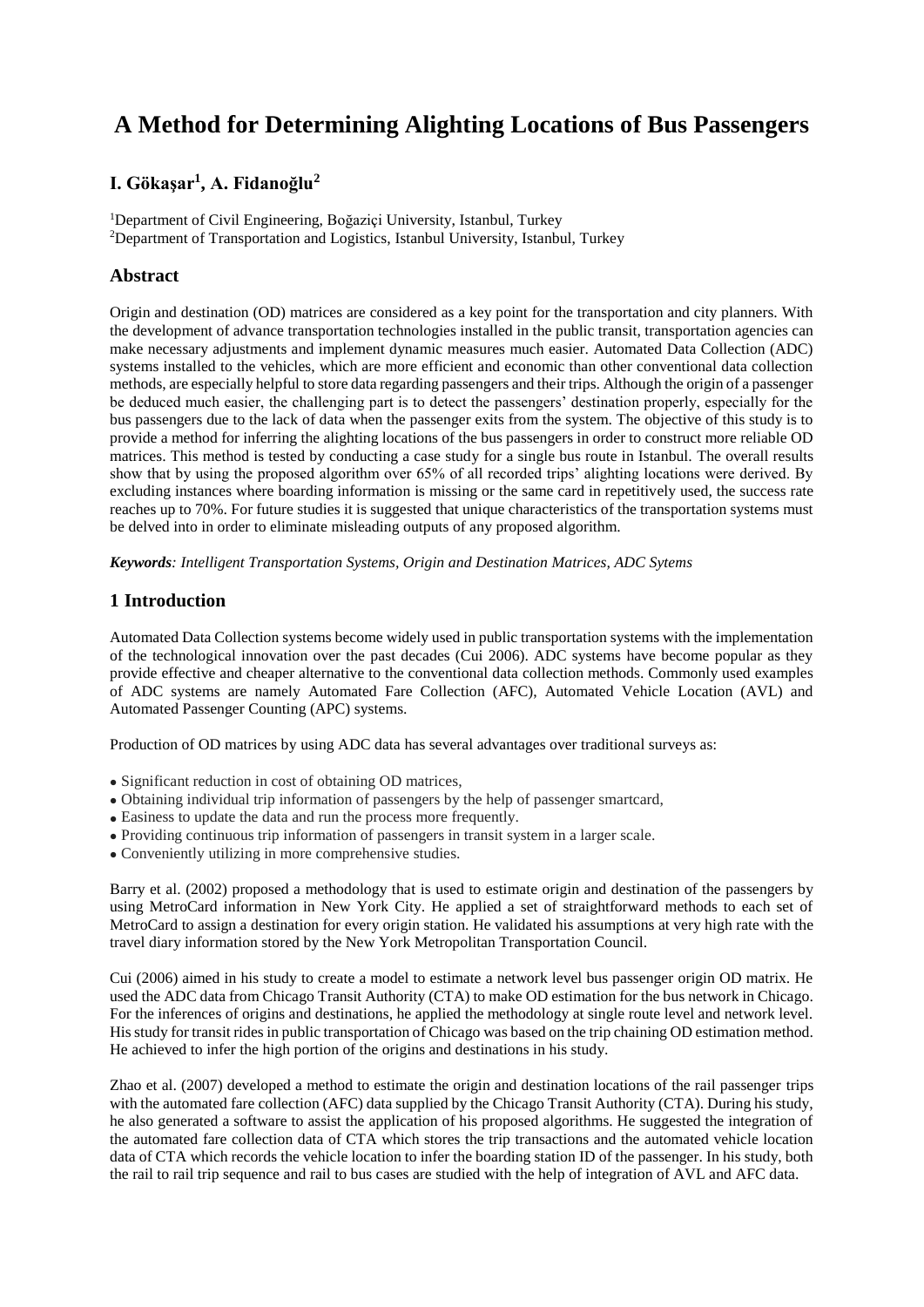# A Method for Determining Alighting Locations of Bus Passengers

## I. Gökaşar[1], A. Fidanoğlu[2]

[1]Department of Civil Engineering, Boğaziçi University, Istanbul, Turkey
[2]Department of Transportation and Logistics, Istanbul University, Istanbul, Turkey

## Abstract

Origin and destination (OD) matrices are considered as a key point for the transportation and city planners. With the development of advance transportation technologies installed in the public transit, transportation agencies can make necessary adjustments and implement dynamic measures much easier. Automated Data Collection (ADC) systems installed to the vehicles, which are more efficient and economic than other conventional data collection methods, are especially helpful to store data regarding passengers and their trips. Although the origin of a passenger be deduced much easier, the challenging part is to detect the passengers' destination properly, especially for the bus passengers due to the lack of data when the passenger exits from the system. The objective of this study is to provide a method for inferring the alighting locations of the bus passengers in order to construct more reliable OD matrices. This method is tested by conducting a case study for a single bus route in Istanbul. The overall results show that by using the proposed algorithm over 65% of all recorded trips' alighting locations were derived. By excluding instances where boarding information is missing or the same card in repetitively used, the success rate reaches up to 70%. For future studies it is suggested that unique characteristics of the transportation systems must be delved into in order to eliminate misleading outputs of any proposed algorithm.

***Keywords**: Intelligent Transportation Systems, Origin and Destination Matrices, ADC Sytems*

## 1 Introduction

Automated Data Collection systems become widely used in public transportation systems with the implementation of the technological innovation over the past decades (Cui 2006). ADC systems have become popular as they provide effective and cheaper alternative to the conventional data collection methods. Commonly used examples of ADC systems are namely Automated Fare Collection (AFC), Automated Vehicle Location (AVL) and Automated Passenger Counting (APC) systems.

Production of OD matrices by using ADC data has several advantages over traditional surveys as:

- Significant reduction in cost of obtaining OD matrices,
- Obtaining individual trip information of passengers by the help of passenger smartcard,
- Easiness to update the data and run the process more frequently.
- Providing continuous trip information of passengers in transit system in a larger scale.
- Conveniently utilizing in more comprehensive studies.

Barry et al. (2002) proposed a methodology that is used to estimate origin and destination of the passengers by using MetroCard information in New York City. He applied a set of straightforward methods to each set of MetroCard to assign a destination for every origin station. He validated his assumptions at very high rate with the travel diary information stored by the New York Metropolitan Transportation Council.

Cui (2006) aimed in his study to create a model to estimate a network level bus passenger origin OD matrix. He used the ADC data from Chicago Transit Authority (CTA) to make OD estimation for the bus network in Chicago. For the inferences of origins and destinations, he applied the methodology at single route level and network level. His study for transit rides in public transportation of Chicago was based on the trip chaining OD estimation method. He achieved to infer the high portion of the origins and destinations in his study.

Zhao et al. (2007) developed a method to estimate the origin and destination locations of the rail passenger trips with the automated fare collection (AFC) data supplied by the Chicago Transit Authority (CTA). During his study, he also generated a software to assist the application of his proposed algorithms. He suggested the integration of the automated fare collection data of CTA which stores the trip transactions and the automated vehicle location data of CTA which records the vehicle location to infer the boarding station ID of the passenger. In his study, both the rail to rail trip sequence and rail to bus cases are studied with the help of integration of AVL and AFC data.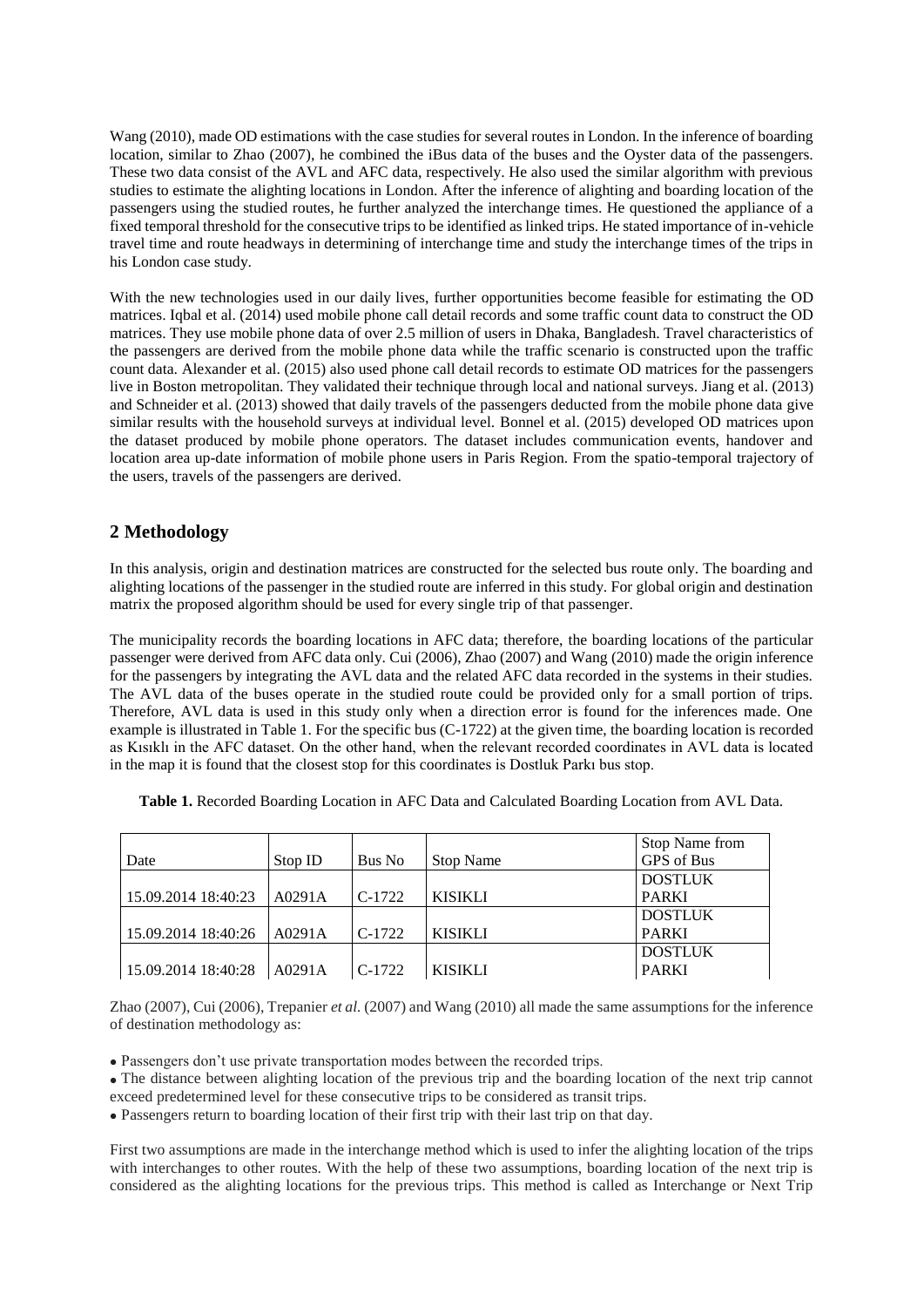Wang (2010), made OD estimations with the case studies for several routes in London. In the inference of boarding location, similar to Zhao (2007), he combined the iBus data of the buses and the Oyster data of the passengers. These two data consist of the AVL and AFC data, respectively. He also used the similar algorithm with previous studies to estimate the alighting locations in London. After the inference of alighting and boarding location of the passengers using the studied routes, he further analyzed the interchange times. He questioned the appliance of a fixed temporal threshold for the consecutive trips to be identified as linked trips. He stated importance of in-vehicle travel time and route headways in determining of interchange time and study the interchange times of the trips in his London case study.

With the new technologies used in our daily lives, further opportunities become feasible for estimating the OD matrices. Iqbal et al. (2014) used mobile phone call detail records and some traffic count data to construct the OD matrices. They use mobile phone data of over 2.5 million of users in Dhaka, Bangladesh. Travel characteristics of the passengers are derived from the mobile phone data while the traffic scenario is constructed upon the traffic count data. Alexander et al. (2015) also used phone call detail records to estimate OD matrices for the passengers live in Boston metropolitan. They validated their technique through local and national surveys. Jiang et al. (2013) and Schneider et al. (2013) showed that daily travels of the passengers deducted from the mobile phone data give similar results with the household surveys at individual level. Bonnel et al. (2015) developed OD matrices upon the dataset produced by mobile phone operators. The dataset includes communication events, handover and location area up-date information of mobile phone users in Paris Region. From the spatio-temporal trajectory of the users, travels of the passengers are derived.

## 2 Methodology

In this analysis, origin and destination matrices are constructed for the selected bus route only. The boarding and alighting locations of the passenger in the studied route are inferred in this study. For global origin and destination matrix the proposed algorithm should be used for every single trip of that passenger.

The municipality records the boarding locations in AFC data; therefore, the boarding locations of the particular passenger were derived from AFC data only. Cui (2006), Zhao (2007) and Wang (2010) made the origin inference for the passengers by integrating the AVL data and the related AFC data recorded in the systems in their studies. The AVL data of the buses operate in the studied route could be provided only for a small portion of trips. Therefore, AVL data is used in this study only when a direction error is found for the inferences made. One example is illustrated in Table 1. For the specific bus (C-1722) at the given time, the boarding location is recorded as Kısıklı in the AFC dataset. On the other hand, when the relevant recorded coordinates in AVL data is located in the map it is found that the closest stop for this coordinates is Dostluk Parkı bus stop.

**Table 1.** Recorded Boarding Location in AFC Data and Calculated Boarding Location from AVL Data.

| Date | Stop ID | Bus No | Stop Name | Stop Name from GPS of Bus |
|---|---|---|---|---|
| 15.09.2014 18:40:23 | A0291A | C-1722 | KISIKLI | DOSTLUK PARKI |
| 15.09.2014 18:40:26 | A0291A | C-1722 | KISIKLI | DOSTLUK PARKI |
| 15.09.2014 18:40:28 | A0291A | C-1722 | KISIKLI | DOSTLUK PARKI |

Zhao (2007), Cui (2006), Trepanier *et al.* (2007) and Wang (2010) all made the same assumptions for the inference of destination methodology as:

- Passengers don't use private transportation modes between the recorded trips.
- The distance between alighting location of the previous trip and the boarding location of the next trip cannot exceed predetermined level for these consecutive trips to be considered as transit trips.
- Passengers return to boarding location of their first trip with their last trip on that day.

First two assumptions are made in the interchange method which is used to infer the alighting location of the trips with interchanges to other routes. With the help of these two assumptions, boarding location of the next trip is considered as the alighting locations for the previous trips. This method is called as Interchange or Next Trip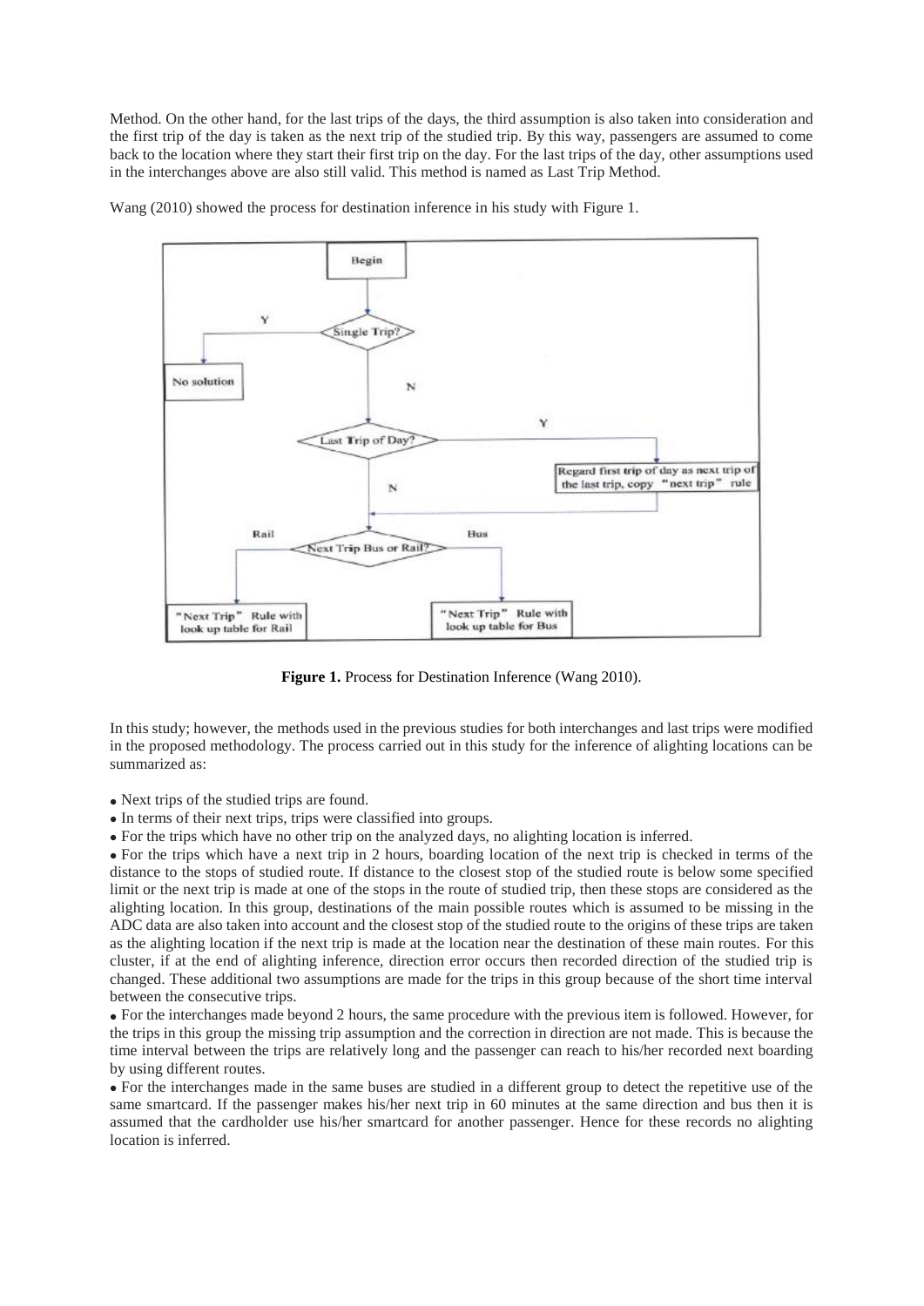Method. On the other hand, for the last trips of the days, the third assumption is also taken into consideration and the first trip of the day is taken as the next trip of the studied trip. By this way, passengers are assumed to come back to the location where they start their first trip on the day. For the last trips of the day, other assumptions used in the interchanges above are also still valid. This method is named as Last Trip Method.

Wang (2010) showed the process for destination inference in his study with Figure 1.

**Figure 1.** Process for Destination Inference (Wang 2010).

In this study; however, the methods used in the previous studies for both interchanges and last trips were modified in the proposed methodology. The process carried out in this study for the inference of alighting locations can be summarized as:

- Next trips of the studied trips are found.
- In terms of their next trips, trips were classified into groups.
- For the trips which have no other trip on the analyzed days, no alighting location is inferred.
- For the trips which have a next trip in 2 hours, boarding location of the next trip is checked in terms of the distance to the stops of studied route. If distance to the closest stop of the studied route is below some specified limit or the next trip is made at one of the stops in the route of studied trip, then these stops are considered as the alighting location. In this group, destinations of the main possible routes which is assumed to be missing in the ADC data are also taken into account and the closest stop of the studied route to the origins of these trips are taken as the alighting location if the next trip is made at the location near the destination of these main routes. For this cluster, if at the end of alighting inference, direction error occurs then recorded direction of the studied trip is changed. These additional two assumptions are made for the trips in this group because of the short time interval between the consecutive trips.
- For the interchanges made beyond 2 hours, the same procedure with the previous item is followed. However, for the trips in this group the missing trip assumption and the correction in direction are not made. This is because the time interval between the trips are relatively long and the passenger can reach to his/her recorded next boarding by using different routes.
- For the interchanges made in the same buses are studied in a different group to detect the repetitive use of the same smartcard. If the passenger makes his/her next trip in 60 minutes at the same direction and bus then it is assumed that the cardholder use his/her smartcard for another passenger. Hence for these records no alighting location is inferred.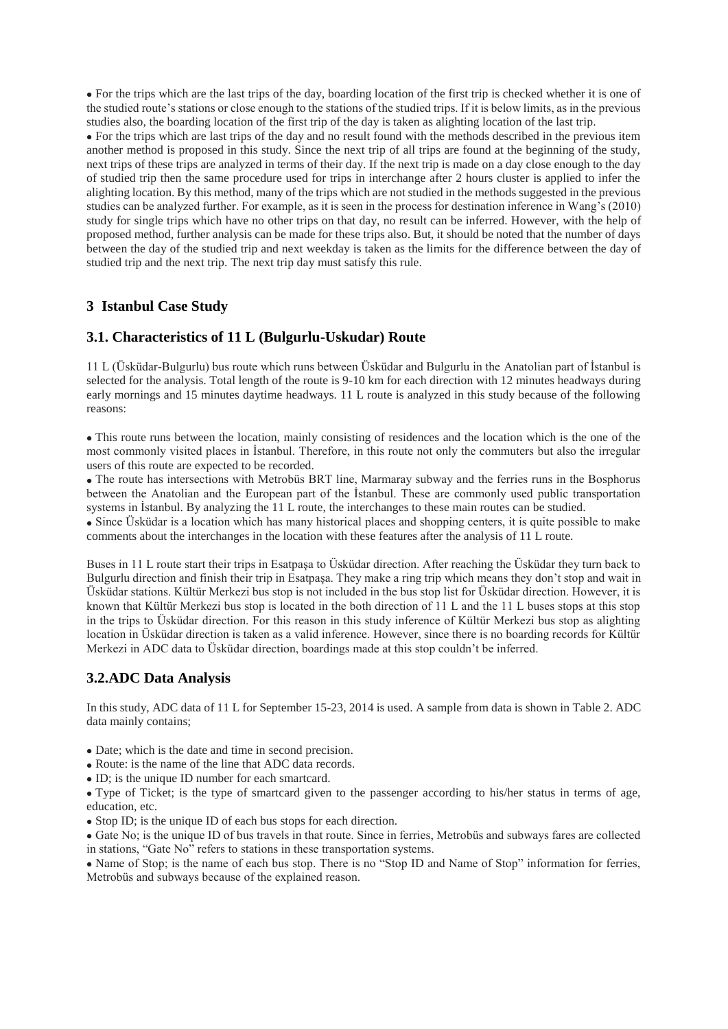- For the trips which are the last trips of the day, boarding location of the first trip is checked whether it is one of the studied route's stations or close enough to the stations of the studied trips. If it is below limits, as in the previous studies also, the boarding location of the first trip of the day is taken as alighting location of the last trip.
- For the trips which are last trips of the day and no result found with the methods described in the previous item another method is proposed in this study. Since the next trip of all trips are found at the beginning of the study, next trips of these trips are analyzed in terms of their day. If the next trip is made on a day close enough to the day of studied trip then the same procedure used for trips in interchange after 2 hours cluster is applied to infer the alighting location. By this method, many of the trips which are not studied in the methods suggested in the previous studies can be analyzed further. For example, as it is seen in the process for destination inference in Wang's (2010) study for single trips which have no other trips on that day, no result can be inferred. However, with the help of proposed method, further analysis can be made for these trips also. But, it should be noted that the number of days between the day of the studied trip and next weekday is taken as the limits for the difference between the day of studied trip and the next trip. The next trip day must satisfy this rule.

## 3 Istanbul Case Study

### 3.1. Characteristics of 11 L (Bulgurlu-Uskudar) Route

11 L (Üsküdar-Bulgurlu) bus route which runs between Üsküdar and Bulgurlu in the Anatolian part of İstanbul is selected for the analysis. Total length of the route is 9-10 km for each direction with 12 minutes headways during early mornings and 15 minutes daytime headways. 11 L route is analyzed in this study because of the following reasons:

- This route runs between the location, mainly consisting of residences and the location which is the one of the most commonly visited places in İstanbul. Therefore, in this route not only the commuters but also the irregular users of this route are expected to be recorded.
- The route has intersections with Metrobüs BRT line, Marmaray subway and the ferries runs in the Bosphorus between the Anatolian and the European part of the İstanbul. These are commonly used public transportation systems in İstanbul. By analyzing the 11 L route, the interchanges to these main routes can be studied.
- Since Üsküdar is a location which has many historical places and shopping centers, it is quite possible to make comments about the interchanges in the location with these features after the analysis of 11 L route.

Buses in 11 L route start their trips in Esatpaşa to Üsküdar direction. After reaching the Üsküdar they turn back to Bulgurlu direction and finish their trip in Esatpaşa. They make a ring trip which means they don't stop and wait in Üsküdar stations. Kültür Merkezi bus stop is not included in the bus stop list for Üsküdar direction. However, it is known that Kültür Merkezi bus stop is located in the both direction of 11 L and the 11 L buses stops at this stop in the trips to Üsküdar direction. For this reason in this study inference of Kültür Merkezi bus stop as alighting location in Üsküdar direction is taken as a valid inference. However, since there is no boarding records for Kültür Merkezi in ADC data to Üsküdar direction, boardings made at this stop couldn't be inferred.

### 3.2. ADC Data Analysis

In this study, ADC data of 11 L for September 15-23, 2014 is used. A sample from data is shown in Table 2. ADC data mainly contains;

- Date; which is the date and time in second precision.
- Route: is the name of the line that ADC data records.
- ID; is the unique ID number for each smartcard.
- Type of Ticket; is the type of smartcard given to the passenger according to his/her status in terms of age, education, etc.
- Stop ID; is the unique ID of each bus stops for each direction.
- Gate No; is the unique ID of bus travels in that route. Since in ferries, Metrobüs and subways fares are collected in stations, "Gate No" refers to stations in these transportation systems.
- Name of Stop; is the name of each bus stop. There is no "Stop ID and Name of Stop" information for ferries, Metrobüs and subways because of the explained reason.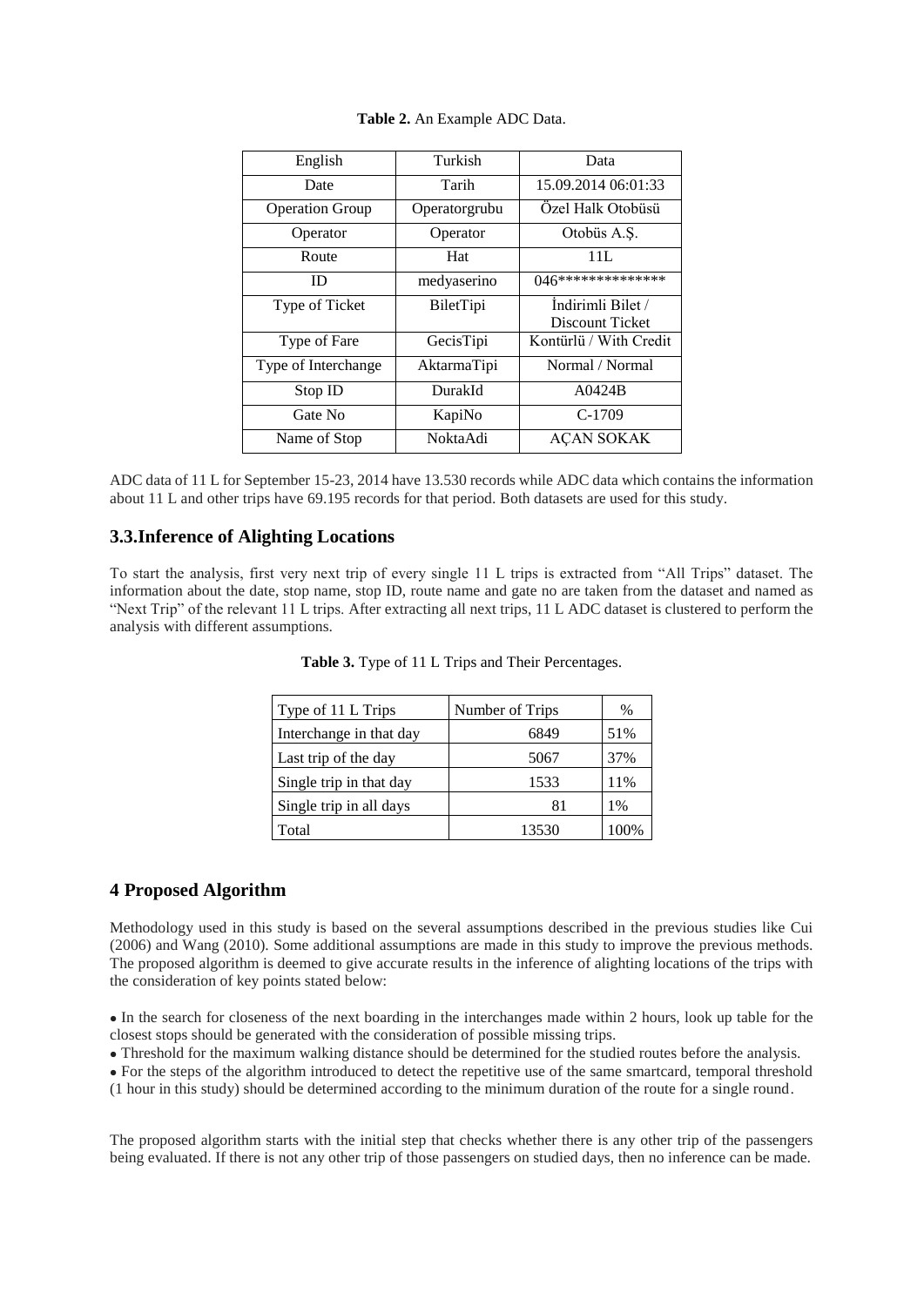**Table 2.** An Example ADC Data.

| English | Turkish | Data |
|---|---|---|
| Date | Tarih | 15.09.2014 06:01:33 |
| Operation Group | Operatorgrubu | Özel Halk Otobüsü |
| Operator | Operator | Otobüs A.Ş. |
| Route | Hat | 11L |
| ID | medyaserino | 046*************** |
| Type of Ticket | BiletTipi | İndirimli Bilet / Discount Ticket |
| Type of Fare | GecisTipi | Kontürlü / With Credit |
| Type of Interchange | AktarmaTipi | Normal / Normal |
| Stop ID | DurakId | A0424B |
| Gate No | KapiNo | C-1709 |
| Name of Stop | NoktaAdi | AÇAN SOKAK |

ADC data of 11 L for September 15-23, 2014 have 13.530 records while ADC data which contains the information about 11 L and other trips have 69.195 records for that period. Both datasets are used for this study.

## 3.3.Inference of Alighting Locations

To start the analysis, first very next trip of every single 11 L trips is extracted from "All Trips" dataset. The information about the date, stop name, stop ID, route name and gate no are taken from the dataset and named as "Next Trip" of the relevant 11 L trips. After extracting all next trips, 11 L ADC dataset is clustered to perform the analysis with different assumptions.

**Table 3.** Type of 11 L Trips and Their Percentages.

| Type of 11 L Trips | Number of Trips | % |
|---|---|---|
| Interchange in that day | 6849 | 51% |
| Last trip of the day | 5067 | 37% |
| Single trip in that day | 1533 | 11% |
| Single trip in all days | 81 | 1% |
| Total | 13530 | 100% |

## 4 Proposed Algorithm

Methodology used in this study is based on the several assumptions described in the previous studies like Cui (2006) and Wang (2010). Some additional assumptions are made in this study to improve the previous methods. The proposed algorithm is deemed to give accurate results in the inference of alighting locations of the trips with the consideration of key points stated below:

- In the search for closeness of the next boarding in the interchanges made within 2 hours, look up table for the closest stops should be generated with the consideration of possible missing trips.
- Threshold for the maximum walking distance should be determined for the studied routes before the analysis.
- For the steps of the algorithm introduced to detect the repetitive use of the same smartcard, temporal threshold (1 hour in this study) should be determined according to the minimum duration of the route for a single round.

The proposed algorithm starts with the initial step that checks whether there is any other trip of the passengers being evaluated. If there is not any other trip of those passengers on studied days, then no inference can be made.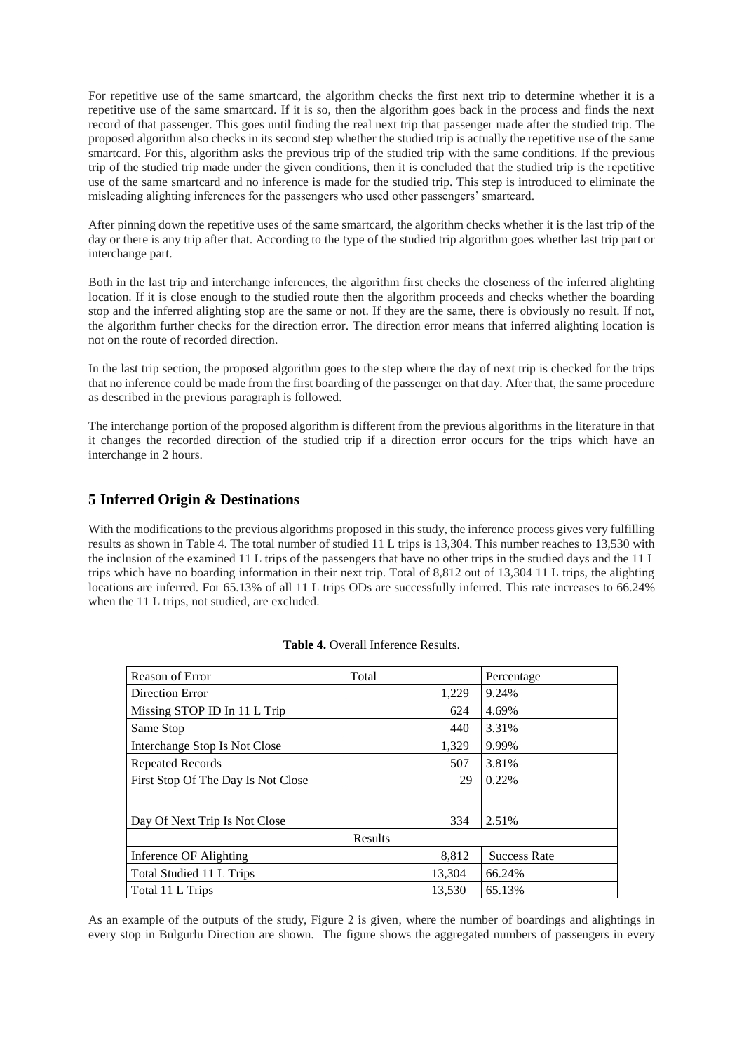For repetitive use of the same smartcard, the algorithm checks the first next trip to determine whether it is a repetitive use of the same smartcard. If it is so, then the algorithm goes back in the process and finds the next record of that passenger. This goes until finding the real next trip that passenger made after the studied trip. The proposed algorithm also checks in its second step whether the studied trip is actually the repetitive use of the same smartcard. For this, algorithm asks the previous trip of the studied trip with the same conditions. If the previous trip of the studied trip made under the given conditions, then it is concluded that the studied trip is the repetitive use of the same smartcard and no inference is made for the studied trip. This step is introduced to eliminate the misleading alighting inferences for the passengers who used other passengers' smartcard.

After pinning down the repetitive uses of the same smartcard, the algorithm checks whether it is the last trip of the day or there is any trip after that. According to the type of the studied trip algorithm goes whether last trip part or interchange part.

Both in the last trip and interchange inferences, the algorithm first checks the closeness of the inferred alighting location. If it is close enough to the studied route then the algorithm proceeds and checks whether the boarding stop and the inferred alighting stop are the same or not. If they are the same, there is obviously no result. If not, the algorithm further checks for the direction error. The direction error means that inferred alighting location is not on the route of recorded direction.

In the last trip section, the proposed algorithm goes to the step where the day of next trip is checked for the trips that no inference could be made from the first boarding of the passenger on that day. After that, the same procedure as described in the previous paragraph is followed.

The interchange portion of the proposed algorithm is different from the previous algorithms in the literature in that it changes the recorded direction of the studied trip if a direction error occurs for the trips which have an interchange in 2 hours.

## 5 Inferred Origin & Destinations

With the modifications to the previous algorithms proposed in this study, the inference process gives very fulfilling results as shown in Table 4. The total number of studied 11 L trips is 13,304. This number reaches to 13,530 with the inclusion of the examined 11 L trips of the passengers that have no other trips in the studied days and the 11 L trips which have no boarding information in their next trip. Total of 8,812 out of 13,304 11 L trips, the alighting locations are inferred. For 65.13% of all 11 L trips ODs are successfully inferred. This rate increases to 66.24% when the 11 L trips, not studied, are excluded.

**Table 4.** Overall Inference Results.

| Reason of Error | Total | Percentage |
|---|---|---|
| Direction Error | 1,229 | 9.24% |
| Missing STOP ID In 11 L Trip | 624 | 4.69% |
| Same Stop | 440 | 3.31% |
| Interchange Stop Is Not Close | 1,329 | 9.99% |
| Repeated Records | 507 | 3.81% |
| First Stop Of The Day Is Not Close | 29 | 0.22% |
| Day Of Next Trip Is Not Close | 334 | 2.51% |
| Results | | |
| Inference OF Alighting | 8,812 | Success Rate |
| Total Studied 11 L Trips | 13,304 | 66.24% |
| Total 11 L Trips | 13,530 | 65.13% |

As an example of the outputs of the study, Figure 2 is given, where the number of boardings and alightings in every stop in Bulgurlu Direction are shown. The figure shows the aggregated numbers of passengers in every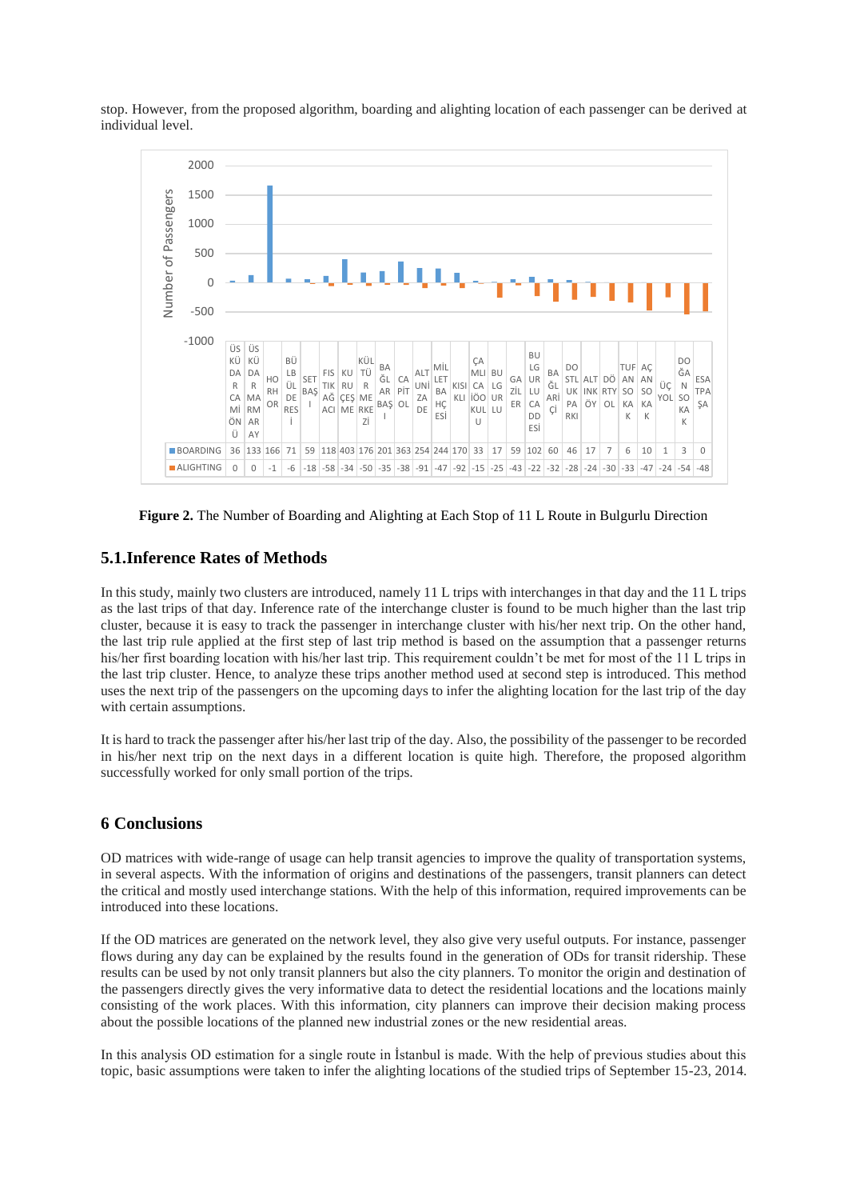stop. However, from the proposed algorithm, boarding and alighting location of each passenger can be derived at individual level.

| | ÜSKÜDAR CAMİÖNÜ | ÜSKÜDAR MARMARAY | HORHOR | BÜLBÜLDERESİ | SETBAŞI | FISTIKAĞACI | KURUÇEŞME | KÜLTÜR MERKEZİ | BAĞLARBAŞI | CAPİTOL | ALTUNİZADE | MİLLET BAHÇESİ | KISIKLI | ÇAMLICA İÖO KULU | BULGURLU | GAZİLER | BULGURLU CADDESİ | BAĞLARİÇİ | DOSTLUK PARKI | ALTINKÖY | DÖRTYOL | TUFAN SOKAK | AÇAN SOKAK | ÜÇYOL | DOĞAN SOKAK | ESATPAŞA |
|---|---|---|---|---|---|---|---|---|---|---|---|---|---|---|---|---|---|---|---|---|---|---|---|---|---|---|
| BOARDING | 36 | 133 | 166 | 71 | 59 | 118 | 403 | 176 | 201 | 363 | 254 | 244 | 170 | 33 | 17 | 59 | 102 | 60 | 46 | 17 | 7 | 6 | 10 | 1 | 3 | 0 |
| ALIGHTING | 0 | 0 | -1 | -6 | -18 | -58 | -34 | -50 | -35 | -38 | -91 | -47 | -92 | -15 | -25 | -43 | -22 | -32 | -28 | -24 | -30 | -33 | -47 | -24 | -54 | -48 |

**Figure 2.** The Number of Boarding and Alighting at Each Stop of 11 L Route in Bulgurlu Direction

## 5.1. Inference Rates of Methods

In this study, mainly two clusters are introduced, namely 11 L trips with interchanges in that day and the 11 L trips as the last trips of that day. Inference rate of the interchange cluster is found to be much higher than the last trip cluster, because it is easy to track the passenger in interchange cluster with his/her next trip. On the other hand, the last trip rule applied at the first step of last trip method is based on the assumption that a passenger returns his/her first boarding location with his/her last trip. This requirement couldn't be met for most of the 11 L trips in the last trip cluster. Hence, to analyze these trips another method used at second step is introduced. This method uses the next trip of the passengers on the upcoming days to infer the alighting location for the last trip of the day with certain assumptions.

It is hard to track the passenger after his/her last trip of the day. Also, the possibility of the passenger to be recorded in his/her next trip on the next days in a different location is quite high. Therefore, the proposed algorithm successfully worked for only small portion of the trips.

## 6 Conclusions

OD matrices with wide-range of usage can help transit agencies to improve the quality of transportation systems, in several aspects. With the information of origins and destinations of the passengers, transit planners can detect the critical and mostly used interchange stations. With the help of this information, required improvements can be introduced into these locations.

If the OD matrices are generated on the network level, they also give very useful outputs. For instance, passenger flows during any day can be explained by the results found in the generation of ODs for transit ridership. These results can be used by not only transit planners but also the city planners. To monitor the origin and destination of the passengers directly gives the very informative data to detect the residential locations and the locations mainly consisting of the work places. With this information, city planners can improve their decision making process about the possible locations of the planned new industrial zones or the new residential areas.

In this analysis OD estimation for a single route in İstanbul is made. With the help of previous studies about this topic, basic assumptions were taken to infer the alighting locations of the studied trips of September 15-23, 2014.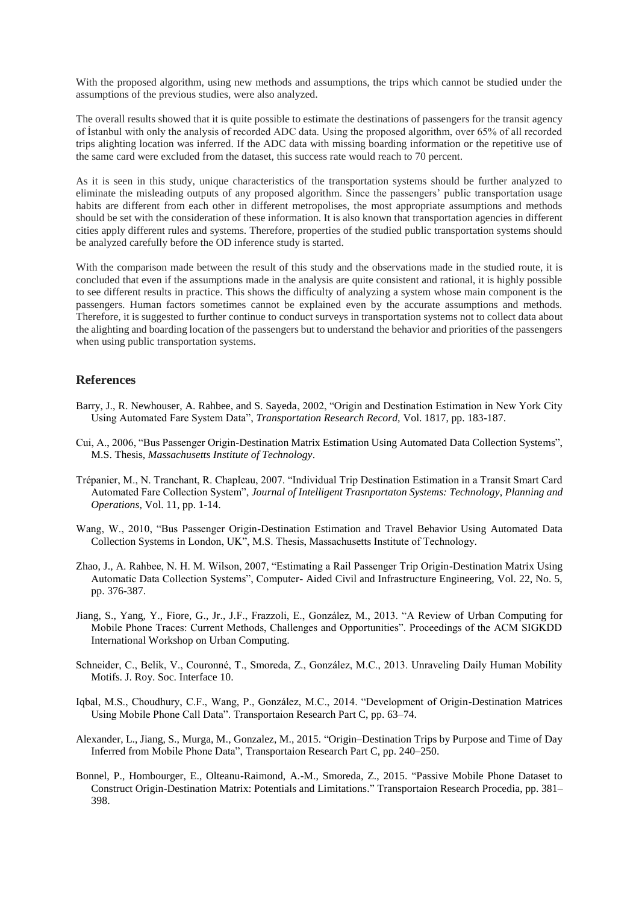With the proposed algorithm, using new methods and assumptions, the trips which cannot be studied under the assumptions of the previous studies, were also analyzed.

The overall results showed that it is quite possible to estimate the destinations of passengers for the transit agency of İstanbul with only the analysis of recorded ADC data. Using the proposed algorithm, over 65% of all recorded trips alighting location was inferred. If the ADC data with missing boarding information or the repetitive use of the same card were excluded from the dataset, this success rate would reach to 70 percent.

As it is seen in this study, unique characteristics of the transportation systems should be further analyzed to eliminate the misleading outputs of any proposed algorithm. Since the passengers' public transportation usage habits are different from each other in different metropolises, the most appropriate assumptions and methods should be set with the consideration of these information. It is also known that transportation agencies in different cities apply different rules and systems. Therefore, properties of the studied public transportation systems should be analyzed carefully before the OD inference study is started.

With the comparison made between the result of this study and the observations made in the studied route, it is concluded that even if the assumptions made in the analysis are quite consistent and rational, it is highly possible to see different results in practice. This shows the difficulty of analyzing a system whose main component is the passengers. Human factors sometimes cannot be explained even by the accurate assumptions and methods. Therefore, it is suggested to further continue to conduct surveys in transportation systems not to collect data about the alighting and boarding location of the passengers but to understand the behavior and priorities of the passengers when using public transportation systems.

## References

Barry, J., R. Newhouser, A. Rahbee, and S. Sayeda, 2002, "Origin and Destination Estimation in New York City Using Automated Fare System Data", *Transportation Research Record*, Vol. 1817, pp. 183-187.

Cui, A., 2006, "Bus Passenger Origin-Destination Matrix Estimation Using Automated Data Collection Systems", M.S. Thesis, *Massachusetts Institute of Technology*.

Trépanier, M., N. Tranchant, R. Chapleau, 2007. "Individual Trip Destination Estimation in a Transit Smart Card Automated Fare Collection System", *Journal of Intelligent Trasnportaton Systems: Technology, Planning and Operations*, Vol. 11, pp. 1-14.

Wang, W., 2010, "Bus Passenger Origin-Destination Estimation and Travel Behavior Using Automated Data Collection Systems in London, UK", M.S. Thesis, Massachusetts Institute of Technology.

Zhao, J., A. Rahbee, N. H. M. Wilson, 2007, "Estimating a Rail Passenger Trip Origin-Destination Matrix Using Automatic Data Collection Systems", Computer- Aided Civil and Infrastructure Engineering, Vol. 22, No. 5, pp. 376-387.

Jiang, S., Yang, Y., Fiore, G., Jr., J.F., Frazzoli, E., González, M., 2013. "A Review of Urban Computing for Mobile Phone Traces: Current Methods, Challenges and Opportunities". Proceedings of the ACM SIGKDD International Workshop on Urban Computing.

Schneider, C., Belik, V., Couronné, T., Smoreda, Z., González, M.C., 2013. Unraveling Daily Human Mobility Motifs. J. Roy. Soc. Interface 10.

Iqbal, M.S., Choudhury, C.F., Wang, P., González, M.C., 2014. "Development of Origin-Destination Matrices Using Mobile Phone Call Data". Transportaion Research Part C, pp. 63–74.

Alexander, L., Jiang, S., Murga, M., Gonzalez, M., 2015. "Origin–Destination Trips by Purpose and Time of Day Inferred from Mobile Phone Data", Transportaion Research Part C, pp. 240–250.

Bonnel, P., Hombourger, E., Olteanu-Raimond, A.-M., Smoreda, Z., 2015. "Passive Mobile Phone Dataset to Construct Origin-Destination Matrix: Potentials and Limitations." Transportaion Research Procedia, pp. 381–398.